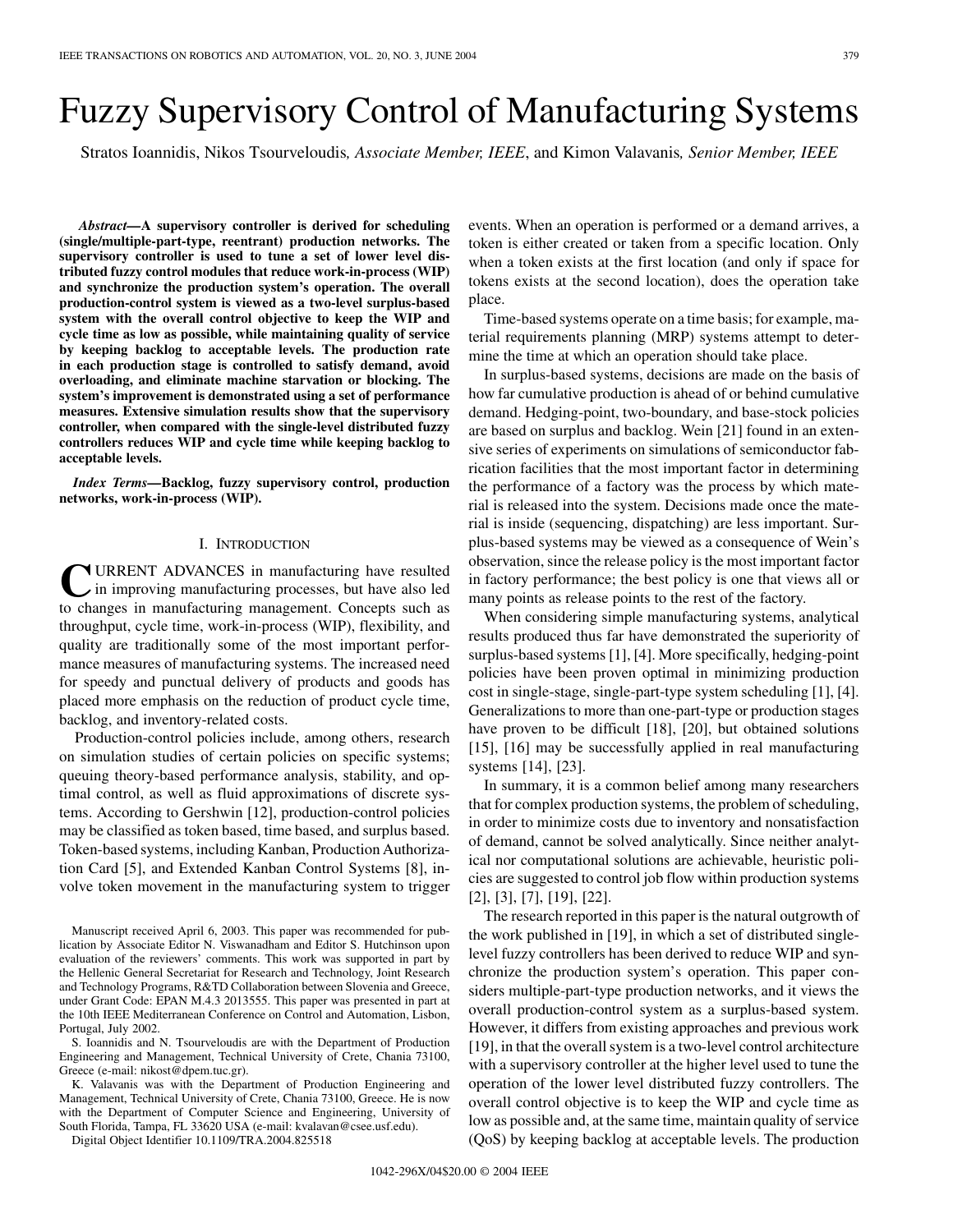# Fuzzy Supervisory Control of Manufacturing Systems

Stratos Ioannidis, Nikos Tsourveloudis, *Associate Member, IEEE*, and Kimon Valavanis, *Senior Member, IEEE*

***Abstract*—A supervisory controller is derived for scheduling (single/multiple-part-type, reentrant) production networks. The supervisory controller is used to tune a set of lower level distributed fuzzy control modules that reduce work-in-process (WIP) and synchronize the production system's operation. The overall production-control system is viewed as a two-level surplus-based system with the overall control objective to keep the WIP and cycle time as low as possible, while maintaining quality of service by keeping backlog to acceptable levels. The production rate in each production stage is controlled to satisfy demand, avoid overloading, and eliminate machine starvation or blocking. The system's improvement is demonstrated using a set of performance measures. Extensive simulation results show that the supervisory controller, when compared with the single-level distributed fuzzy controllers reduces WIP and cycle time while keeping backlog to acceptable levels.**

***Index Terms*—Backlog, fuzzy supervisory control, production networks, work-in-process (WIP).**

## I. Introduction

CURRENT ADVANCES in manufacturing have resulted in improving manufacturing processes, but have also led to changes in manufacturing management. Concepts such as throughput, cycle time, work-in-process (WIP), flexibility, and quality are traditionally some of the most important performance measures of manufacturing systems. The increased need for speedy and punctual delivery of products and goods has placed more emphasis on the reduction of product cycle time, backlog, and inventory-related costs.

Production-control policies include, among others, research on simulation studies of certain policies on specific systems; queuing theory-based performance analysis, stability, and optimal control, as well as fluid approximations of discrete systems. According to Gershwin [12], production-control policies may be classified as token based, time based, and surplus based. Token-based systems, including Kanban, Production Authorization Card [5], and Extended Kanban Control Systems [8], involve token movement in the manufacturing system to trigger events. When an operation is performed or a demand arrives, a token is either created or taken from a specific location. Only when a token exists at the first location (and only if space for tokens exists at the second location), does the operation take place.

Time-based systems operate on a time basis; for example, material requirements planning (MRP) systems attempt to determine the time at which an operation should take place.

In surplus-based systems, decisions are made on the basis of how far cumulative production is ahead of or behind cumulative demand. Hedging-point, two-boundary, and base-stock policies are based on surplus and backlog. Wein [21] found in an extensive series of experiments on simulations of semiconductor fabrication facilities that the most important factor in determining the performance of a factory was the process by which material is released into the system. Decisions made once the material is inside (sequencing, dispatching) are less important. Surplus-based systems may be viewed as a consequence of Wein's observation, since the release policy is the most important factor in factory performance; the best policy is one that views all or many points as release points to the rest of the factory.

When considering simple manufacturing systems, analytical results produced thus far have demonstrated the superiority of surplus-based systems [1], [4]. More specifically, hedging-point policies have been proven optimal in minimizing production cost in single-stage, single-part-type system scheduling [1], [4]. Generalizations to more than one-part-type or production stages have proven to be difficult [18], [20], but obtained solutions [15], [16] may be successfully applied in real manufacturing systems [14], [23].

In summary, it is a common belief among many researchers that for complex production systems, the problem of scheduling, in order to minimize costs due to inventory and nonsatisfaction of demand, cannot be solved analytically. Since neither analytical nor computational solutions are achievable, heuristic policies are suggested to control job flow within production systems [2], [3], [7], [19], [22].

The research reported in this paper is the natural outgrowth of the work published in [19], in which a set of distributed single-level fuzzy controllers has been derived to reduce WIP and synchronize the production system's operation. This paper considers multiple-part-type production networks, and it views the overall production-control system as a surplus-based system. However, it differs from existing approaches and previous work [19], in that the overall system is a two-level control architecture with a supervisory controller at the higher level used to tune the operation of the lower level distributed fuzzy controllers. The overall control objective is to keep the WIP and cycle time as low as possible and, at the same time, maintain quality of service (QoS) by keeping backlog at acceptable levels. The production

Manuscript received April 6, 2003. This paper was recommended for publication by Associate Editor N. Viswanadham and Editor S. Hutchinson upon evaluation of the reviewers' comments. This work was supported in part by the Hellenic General Secretariat for Research and Technology, Joint Research and Technology Programs, R&TD Collaboration between Slovenia and Greece, under Grant Code: EPAN M.4.3 2013555. This paper was presented in part at the 10th IEEE Mediterranean Conference on Control and Automation, Lisbon, Portugal, July 2002.

S. Ioannidis and N. Tsourveloudis are with the Department of Production Engineering and Management, Technical University of Crete, Chania 73100, Greece (e-mail: nikost@dpem.tuc.gr).

K. Valavanis was with the Department of Production Engineering and Management, Technical University of Crete, Chania 73100, Greece. He is now with the Department of Computer Science and Engineering, University of South Florida, Tampa, FL 33620 USA (e-mail: kvalavan@csee.usf.edu).

Digital Object Identifier 10.1109/TRA.2004.825518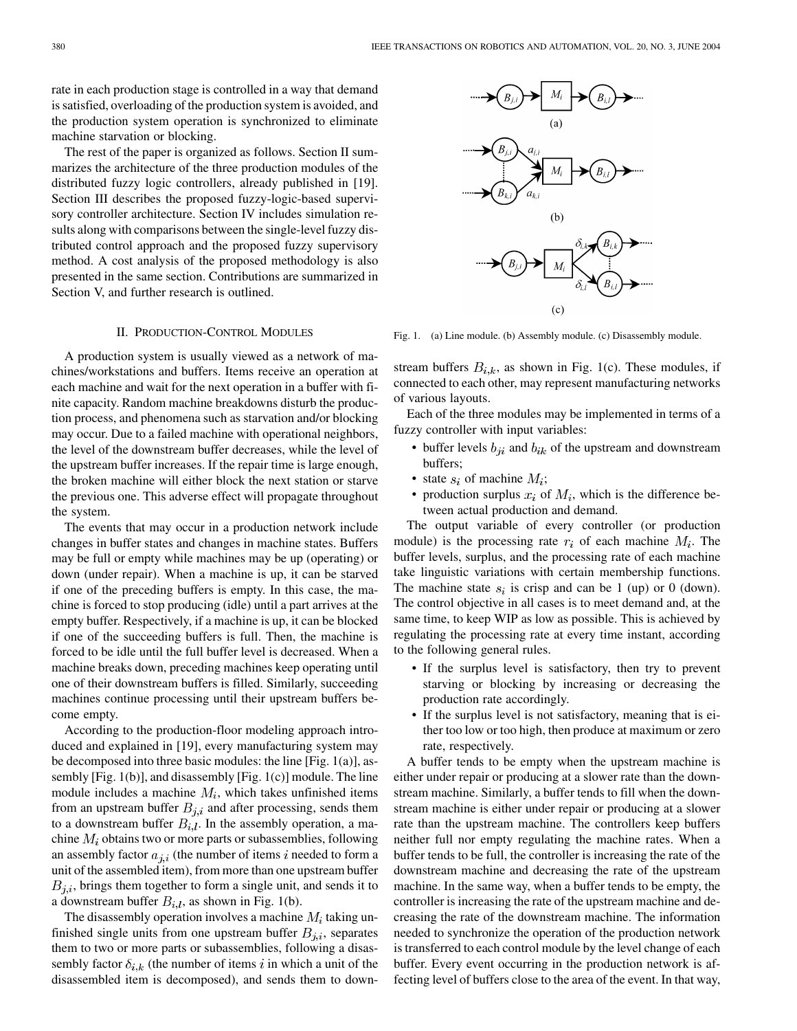rate in each production stage is controlled in a way that demand is satisfied, overloading of the production system is avoided, and the production system operation is synchronized to eliminate machine starvation or blocking.

The rest of the paper is organized as follows. Section II summarizes the architecture of the three production modules of the distributed fuzzy logic controllers, already published in [19]. Section III describes the proposed fuzzy-logic-based supervisory controller architecture. Section IV includes simulation results along with comparisons between the single-level fuzzy distributed control approach and the proposed fuzzy supervisory method. A cost analysis of the proposed methodology is also presented in the same section. Contributions are summarized in Section V, and further research is outlined.

## II. Production-Control Modules

A production system is usually viewed as a network of machines/workstations and buffers. Items receive an operation at each machine and wait for the next operation in a buffer with finite capacity. Random machine breakdowns disturb the production process, and phenomena such as starvation and/or blocking may occur. Due to a failed machine with operational neighbors, the level of the downstream buffer decreases, while the level of the upstream buffer increases. If the repair time is large enough, the broken machine will either block the next station or starve the previous one. This adverse effect will propagate throughout the system.

The events that may occur in a production network include changes in buffer states and changes in machine states. Buffers may be full or empty while machines may be up (operating) or down (under repair). When a machine is up, it can be starved if one of the preceding buffers is empty. In this case, the machine is forced to stop producing (idle) until a part arrives at the empty buffer. Respectively, if a machine is up, it can be blocked if one of the succeeding buffers is full. Then, the machine is forced to be idle until the full buffer level is decreased. When a machine breaks down, preceding machines keep operating until one of their downstream buffers is filled. Similarly, succeeding machines continue processing until their upstream buffers become empty.

According to the production-floor modeling approach introduced and explained in [19], every manufacturing system may be decomposed into three basic modules: the line [Fig. 1(a)], assembly [Fig. 1(b)], and disassembly [Fig. 1(c)] module. The line module includes a machine $M_i$, which takes unfinished items from an upstream buffer $B_{j,i}$ and after processing, sends them to a downstream buffer $B_{i,l}$. In the assembly operation, a machine $M_i$ obtains two or more parts or subassemblies, following an assembly factor $a_{j,i}$ (the number of items $i$ needed to form a unit of the assembled item), from more than one upstream buffer $B_{j,i}$, brings them together to form a single unit, and sends it to a downstream buffer $B_{i,l}$, as shown in Fig. 1(b).

The disassembly operation involves a machine $M_i$ taking unfinished single units from one upstream buffer $B_{j,i}$, separates them to two or more parts or subassemblies, following a disassembly factor $\delta_{i,k}$ (the number of items $i$ in which a unit of the disassembled item is decomposed), and sends them to downstream buffers $B_{i,k}$, as shown in Fig. 1(c). These modules, if connected to each other, may represent manufacturing networks of various layouts.

Fig. 1. (a) Line module. (b) Assembly module. (c) Disassembly module.

Each of the three modules may be implemented in terms of a fuzzy controller with input variables:

- buffer levels $b_{ji}$ and $b_{ik}$ of the upstream and downstream buffers;
- state $s_i$ of machine $M_i$;
- production surplus $x_i$ of $M_i$, which is the difference between actual production and demand.

The output variable of every controller (or production module) is the processing rate $r_i$ of each machine $M_i$. The buffer levels, surplus, and the processing rate of each machine take linguistic variations with certain membership functions. The machine state $s_i$ is crisp and can be 1 (up) or 0 (down). The control objective in all cases is to meet demand and, at the same time, to keep WIP as low as possible. This is achieved by regulating the processing rate at every time instant, according to the following general rules.

- If the surplus level is satisfactory, then try to prevent starving or blocking by increasing or decreasing the production rate accordingly.
- If the surplus level is not satisfactory, meaning that is either too low or too high, then produce at maximum or zero rate, respectively.

A buffer tends to be empty when the upstream machine is either under repair or producing at a slower rate than the downstream machine. Similarly, a buffer tends to fill when the downstream machine is either under repair or producing at a slower rate than the upstream machine. The controllers keep buffers neither full nor empty regulating the machine rates. When a buffer tends to be full, the controller is increasing the rate of the downstream machine and decreasing the rate of the upstream machine. In the same way, when a buffer tends to be empty, the controller is increasing the rate of the upstream machine and decreasing the rate of the downstream machine. The information needed to synchronize the operation of the production network is transferred to each control module by the level change of each buffer. Every event occurring in the production network is affecting level of buffers close to the area of the event. In that way,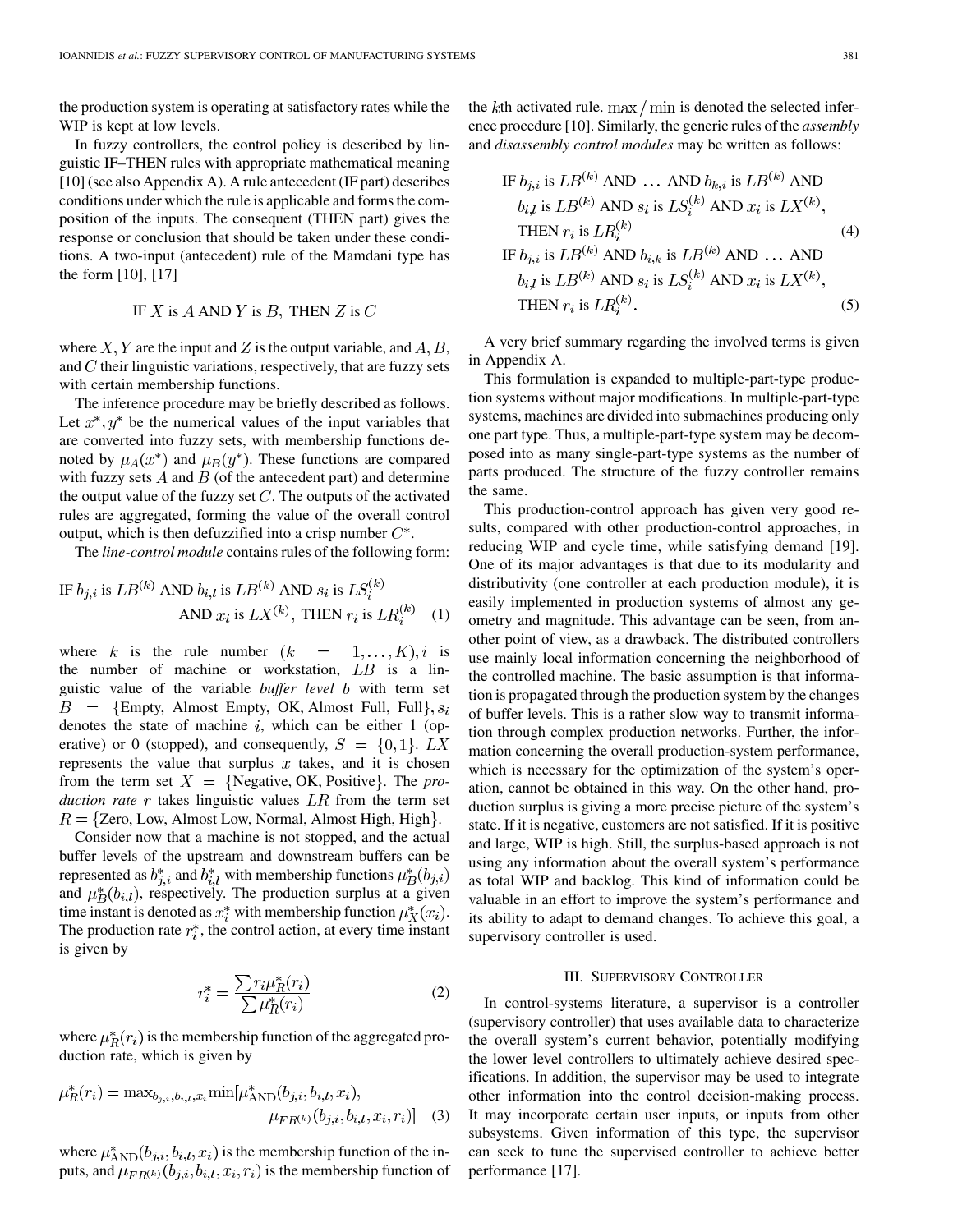the production system is operating at satisfactory rates while the WIP is kept at low levels.

In fuzzy controllers, the control policy is described by linguistic IF–THEN rules with appropriate mathematical meaning [10] (see also Appendix A). A rule antecedent (IF part) describes conditions under which the rule is applicable and forms the composition of the inputs. The consequent (THEN part) gives the response or conclusion that should be taken under these conditions. A two-input (antecedent) rule of the Mamdani type has the form [10], [17]

$$\text{IF } X \text{ is } A \text{ AND } Y \text{ is } B, \text{ THEN } Z \text{ is } C$$

where $X, Y$ are the input and $Z$ is the output variable, and $A, B,$ and $C$ their linguistic variations, respectively, that are fuzzy sets with certain membership functions.

The inference procedure may be briefly described as follows. Let $x^*, y^*$ be the numerical values of the input variables that are converted into fuzzy sets, with membership functions denoted by $\mu_A(x^*)$ and $\mu_B(y^*)$. These functions are compared with fuzzy sets $A$ and $B$ (of the antecedent part) and determine the output value of the fuzzy set $C$. The outputs of the activated rules are aggregated, forming the value of the overall control output, which is then defuzzified into a crisp number $C^*$.

The *line-control module* contains rules of the following form:

$$\text{IF } b_{j,i} \text{ is } LB^{(k)} \text{ AND } b_{i,l} \text{ is } LB^{(k)} \text{ AND } s_i \text{ is } LS_i^{(k)} \text{ AND } x_i \text{ is } LX^{(k)}, \text{ THEN } r_i \text{ is } LR_i^{(k)} \quad (1)$$

where $k$ is the rule number $(k = 1, \ldots, K), i$ is the number of machine or workstation, $LB$ is a linguistic value of the variable *buffer level* $b$ with term set $B = \{\text{Empty, Almost Empty, OK, Almost Full, Full}\}, s_i$ denotes the state of machine $i$, which can be either 1 (operative) or 0 (stopped), and consequently, $S = \{0, 1\}$. $LX$ represents the value that surplus $x$ takes, and it is chosen from the term set $X = \{\text{Negative, OK, Positive}\}$. The *production rate* $r$ takes linguistic values $LR$ from the term set $R = \{\text{Zero, Low, Almost Low, Normal, Almost High, High}\}$.

Consider now that a machine is not stopped, and the actual buffer levels of the upstream and downstream buffers can be represented as $b_{j,i}^*$ and $b_{i,l}^*$ with membership functions $\mu_B^*(b_{j,i})$ and $\mu_B^*(b_{i,l})$, respectively. The production surplus at a given time instant is denoted as $x_i^*$ with membership function $\mu_X^*(x_i)$. The production rate $r_i^*$, the control action, at every time instant is given by

$$r_i^* = \frac{\sum r_i \mu_R^*(r_i)}{\sum \mu_R^*(r_i)} \quad (2)$$

where $\mu_R^*(r_i)$ is the membership function of the aggregated production rate, which is given by

$$\mu_R^*(r_i) = \max_{b_{j,i}, b_{i,l}, x_i} \min[\mu_{\text{AND}}^*(b_{j,i}, b_{i,l}, x_i), \mu_{FR^{(k)}}(b_{j,i}, b_{i,l}, x_i, r_i)] \quad (3)$$

where $\mu_{\text{AND}}^*(b_{j,i}, b_{i,l}, x_i)$ is the membership function of the inputs, and $\mu_{FR^{(k)}}(b_{j,i}, b_{i,l}, x_i, r_i)$ is the membership function of the $k$th activated rule. $\max/\min$ is denoted the selected inference procedure [10]. Similarly, the generic rules of the *assembly* and *disassembly control modules* may be written as follows:

$$\text{IF } b_{j,i} \text{ is } LB^{(k)} \text{ AND } \ldots \text{ AND } b_{k,i} \text{ is } LB^{(k)} \text{ AND } b_{i,l} \text{ is } LB^{(k)} \text{ AND } s_i \text{ is } LS_i^{(k)} \text{ AND } x_i \text{ is } LX^{(k)}, \text{ THEN } r_i \text{ is } LR_i^{(k)} \quad (4)$$

$$\text{IF } b_{j,i} \text{ is } LB^{(k)} \text{ AND } b_{i,k} \text{ is } LB^{(k)} \text{ AND } \ldots \text{ AND } b_{i,l} \text{ is } LB^{(k)} \text{ AND } s_i \text{ is } LS_i^{(k)} \text{ AND } x_i \text{ is } LX^{(k)}, \text{ THEN } r_i \text{ is } LR_i^{(k)}. \quad (5)$$

A very brief summary regarding the involved terms is given in Appendix A.

This formulation is expanded to multiple-part-type production systems without major modifications. In multiple-part-type systems, machines are divided into submachines producing only one part type. Thus, a multiple-part-type system may be decomposed into as many single-part-type systems as the number of parts produced. The structure of the fuzzy controller remains the same.

This production-control approach has given very good results, compared with other production-control approaches, in reducing WIP and cycle time, while satisfying demand [19]. One of its major advantages is that due to its modularity and distributivity (one controller at each production module), it is easily implemented in production systems of almost any geometry and magnitude. This advantage can be seen, from another point of view, as a drawback. The distributed controllers use mainly local information concerning the neighborhood of the controlled machine. The basic assumption is that information is propagated through the production system by the changes of buffer levels. This is a rather slow way to transmit information through complex production networks. Further, the information concerning the overall production-system performance, which is necessary for the optimization of the system's operation, cannot be obtained in this way. On the other hand, production surplus is giving a more precise picture of the system's state. If it is negative, customers are not satisfied. If it is positive and large, WIP is high. Still, the surplus-based approach is not using any information about the overall system's performance as total WIP and backlog. This kind of information could be valuable in an effort to improve the system's performance and its ability to adapt to demand changes. To achieve this goal, a supervisory controller is used.

## III. Supervisory Controller

In control-systems literature, a supervisor is a controller (supervisory controller) that uses available data to characterize the overall system's current behavior, potentially modifying the lower level controllers to ultimately achieve desired specifications. In addition, the supervisor may be used to integrate other information into the control decision-making process. It may incorporate certain user inputs, or inputs from other subsystems. Given information of this type, the supervisor can seek to tune the supervised controller to achieve better performance [17].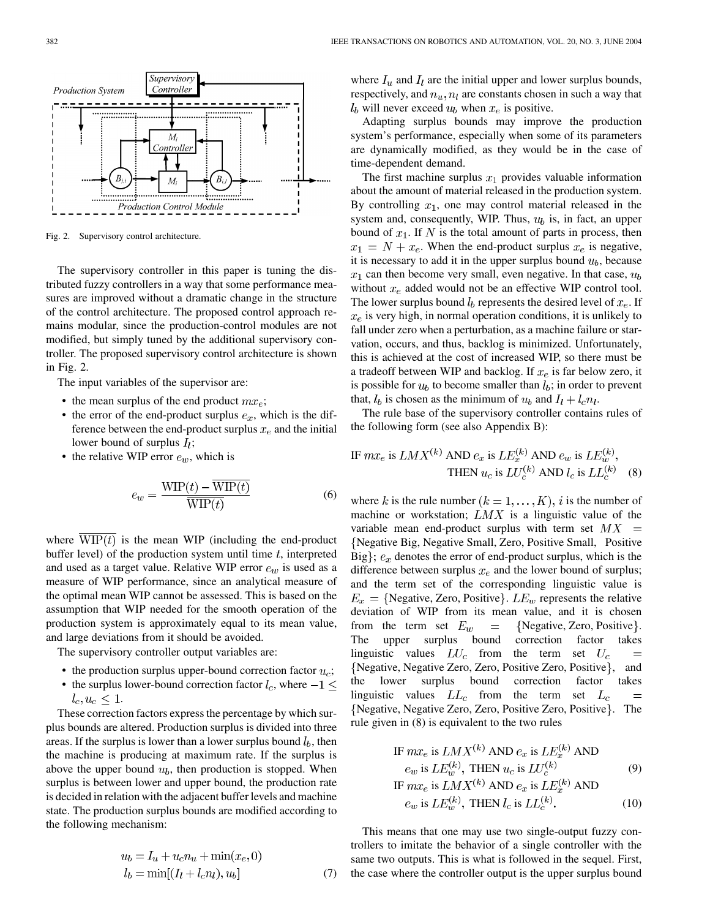Fig. 2. Supervisory control architecture.

The supervisory controller in this paper is tuning the distributed fuzzy controllers in a way that some performance measures are improved without a dramatic change in the structure of the control architecture. The proposed control approach remains modular, since the production-control modules are not modified, but simply tuned by the additional supervisory controller. The proposed supervisory control architecture is shown in Fig. 2.

The input variables of the supervisor are:

- the mean surplus of the end product $mx_e$;
- the error of the end-product surplus $e_x$, which is the difference between the end-product surplus $x_e$ and the initial lower bound of surplus $I_l$;
- the relative WIP error $e_w$, which is

$$e_w = \frac{\text{WIP}(t) - \overline{\text{WIP}(t)}}{\overline{\text{WIP}(t)}} \tag{6}$$

where $\overline{\text{WIP}(t)}$ is the mean WIP (including the end-product buffer level) of the production system until time $t$, interpreted and used as a target value. Relative WIP error $e_w$ is used as a measure of WIP performance, since an analytical measure of the optimal mean WIP cannot be assessed. This is based on the assumption that WIP needed for the smooth operation of the production system is approximately equal to its mean value, and large deviations from it should be avoided.

The supervisory controller output variables are:

- the production surplus upper-bound correction factor $u_c$;
- the surplus lower-bound correction factor $l_c$, where $-1 \leq l_c, u_c \leq 1$.

These correction factors express the percentage by which surplus bounds are altered. Production surplus is divided into three areas. If the surplus is lower than a lower surplus bound $l_b$, then the machine is producing at maximum rate. If the surplus is above the upper bound $u_b$, then production is stopped. When surplus is between lower and upper bound, the production rate is decided in relation with the adjacent buffer levels and machine state. The production surplus bounds are modified according to the following mechanism:

$$\begin{aligned} u_b &= I_u + u_c n_u + \min(x_e, 0) \\ l_b &= \min[(I_l + l_c n_l), u_b] \end{aligned} \tag{7}$$

where $I_u$ and $I_l$ are the initial upper and lower surplus bounds, respectively, and $n_u, n_l$ are constants chosen in such a way that $l_b$ will never exceed $u_b$ when $x_e$ is positive.

Adapting surplus bounds may improve the production system's performance, especially when some of its parameters are dynamically modified, as they would be in the case of time-dependent demand.

The first machine surplus $x_1$ provides valuable information about the amount of material released in the production system. By controlling $x_1$, one may control material released in the system and, consequently, WIP. Thus, $u_b$ is, in fact, an upper bound of $x_1$. If $N$ is the total amount of parts in process, then $x_1 = N + x_e$. When the end-product surplus $x_e$ is negative, it is necessary to add it in the upper surplus bound $u_b$, because $x_1$ can then become very small, even negative. In that case, $u_b$ without $x_e$ added would not be an effective WIP control tool. The lower surplus bound $l_b$ represents the desired level of $x_e$. If $x_e$ is very high, in normal operation conditions, it is unlikely to fall under zero when a perturbation, as a machine failure or starvation, occurs, and thus, backlog is minimized. Unfortunately, this is achieved at the cost of increased WIP, so there must be a tradeoff between WIP and backlog. If $x_e$ is far below zero, it is possible for $u_b$ to become smaller than $l_b$; in order to prevent that, $l_b$ is chosen as the minimum of $u_b$ and $I_l + l_c n_l$.

The rule base of the supervisory controller contains rules of the following form (see also Appendix B):

$$\text{IF } mx_e \text{ is } LMX^{(k)} \text{ AND } e_x \text{ is } LE_x^{(k)} \text{ AND } e_w \text{ is } LE_w^{(k)}, \text{ THEN } u_c \text{ is } LU_c^{(k)} \text{ AND } l_c \text{ is } LL_c^{(k)} \tag{8}$$

where $k$ is the rule number $(k = 1, \ldots, K)$, $i$ is the number of machine or workstation; $LMX$ is a linguistic value of the variable mean end-product surplus with term set $MX$ = {Negative Big, Negative Small, Zero, Positive Small, Positive Big}; $e_x$ denotes the error of end-product surplus, which is the difference between surplus $x_e$ and the lower bound of surplus; and the term set of the corresponding linguistic value is $E_x$ = {Negative, Zero, Positive}. $LE_w$ represents the relative deviation of WIP from its mean value, and it is chosen from the term set $E_w$ = {Negative, Zero, Positive}. The upper surplus bound correction factor takes linguistic values $LU_c$ from the term set $U_c$ = {Negative, Negative Zero, Zero, Positive Zero, Positive}, and the lower surplus bound correction factor takes linguistic values $LL_c$ from the term set $L_c$ = {Negative, Negative Zero, Zero, Positive Zero, Positive}. The rule given in (8) is equivalent to the two rules

$$\text{IF } mx_e \text{ is } LMX^{(k)} \text{ AND } e_x \text{ is } LE_x^{(k)} \text{ AND } e_w \text{ is } LE_w^{(k)}, \text{ THEN } u_c \text{ is } LU_c^{(k)} \tag{9}$$

$$\text{IF } mx_e \text{ is } LMX^{(k)} \text{ AND } e_x \text{ is } LE_x^{(k)} \text{ AND } e_w \text{ is } LE_w^{(k)}, \text{ THEN } l_c \text{ is } LL_c^{(k)}. \tag{10}$$

This means that one may use two single-output fuzzy controllers to imitate the behavior of a single controller with the same two outputs. This is what is followed in the sequel. First, the case where the controller output is the upper surplus bound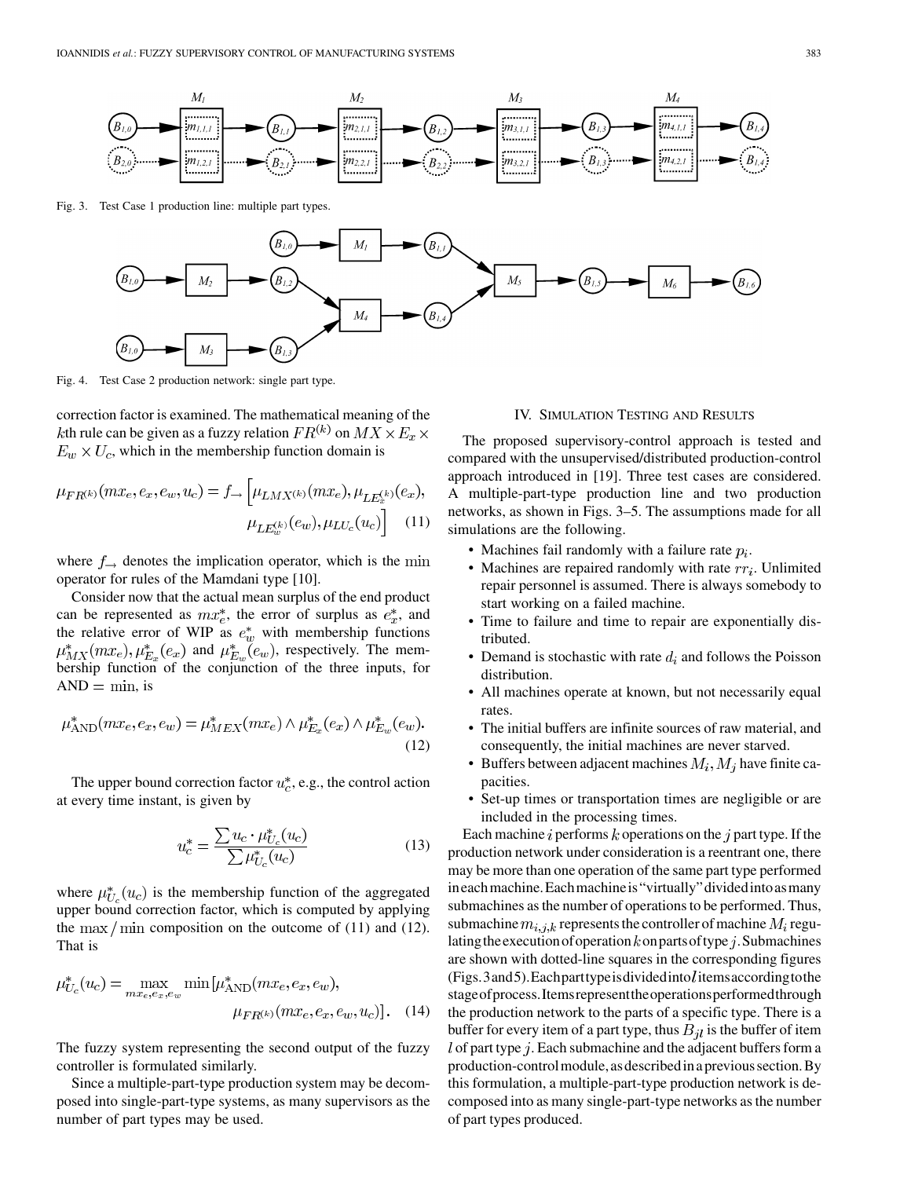Fig. 3. Test Case 1 production line: multiple part types.

Fig. 4. Test Case 2 production network: single part type.

correction factor is examined. The mathematical meaning of the $k$th rule can be given as a fuzzy relation $FR^{(k)}$ on $MX \times E_x \times E_w \times U_c$, which in the membership function domain is

$$\mu_{FR^{(k)}}(mx_e, e_x, e_w, u_c) = f_{\rightarrow}\left[\mu_{LMX^{(k)}}(mx_e), \mu_{LE_x^{(k)}}(e_x), \mu_{LE_w^{(k)}}(e_w), \mu_{LU_c}(u_c)\right] \quad (11)$$

where $f_{\rightarrow}$ denotes the implication operator, which is the $\min$ operator for rules of the Mamdani type [10].

Consider now that the actual mean surplus of the end product can be represented as $mx_e^*$, the error of surplus as $e_x^*$, and the relative error of WIP as $e_w^*$ with membership functions $\mu_{MX}^*(mx_e), \mu_{E_x}^*(e_x)$ and $\mu_{E_w}^*(e_w)$, respectively. The membership function of the conjunction of the three inputs, for $\text{AND} = \min$, is

$$\mu_{\text{AND}}^*(mx_e, e_x, e_w) = \mu_{MEX}^*(mx_e) \wedge \mu_{E_x}^*(e_x) \wedge \mu_{E_w}^*(e_w). \quad (12)$$

The upper bound correction factor $u_c^*$, e.g., the control action at every time instant, is given by

$$u_c^* = \frac{\sum u_c \cdot \mu_{U_c}^*(u_c)}{\sum \mu_{U_c}^*(u_c)} \quad (13)$$

where $\mu_{U_c}^*(u_c)$ is the membership function of the aggregated upper bound correction factor, which is computed by applying the $\max/\min$ composition on the outcome of (11) and (12). That is

$$\mu_{U_c}^*(u_c) = \max_{mx_e, e_x, e_w} \min\left[\mu_{\text{AND}}^*(mx_e, e_x, e_w), \mu_{FR^{(k)}}(mx_e, e_x, e_w, u_c)\right]. \quad (14)$$

The fuzzy system representing the second output of the fuzzy controller is formulated similarly.

Since a multiple-part-type production system may be decomposed into single-part-type systems, as many supervisors as the number of part types may be used.

## IV. Simulation Testing and Results

The proposed supervisory-control approach is tested and compared with the unsupervised/distributed production-control approach introduced in [19]. Three test cases are considered. A multiple-part-type production line and two production networks, as shown in Figs. 3–5. The assumptions made for all simulations are the following.

- Machines fail randomly with a failure rate $p_i$.
- Machines are repaired randomly with rate $rr_i$. Unlimited repair personnel is assumed. There is always somebody to start working on a failed machine.
- Time to failure and time to repair are exponentially distributed.
- Demand is stochastic with rate $d_i$ and follows the Poisson distribution.
- All machines operate at known, but not necessarily equal rates.
- The initial buffers are infinite sources of raw material, and consequently, the initial machines are never starved.
- Buffers between adjacent machines $M_i, M_j$ have finite capacities.
- Set-up times or transportation times are negligible or are included in the processing times.

Each machine $i$ performs $k$ operations on the $j$ part type. If the production network under consideration is a reentrant one, there may be more than one operation of the same part type performed in each machine. Each machine is "virtually" divided into as many submachines as the number of operations to be performed. Thus, submachine $m_{i,j,k}$ represents the controller of machine $M_i$ regulating the execution of operation $k$ on parts of type $j$. Submachines are shown with dotted-line squares in the corresponding figures (Figs. 3 and 5). Each part type is divided into $l$ items according to the stage of process. Items represent the operations performed through the production network to the parts of a specific type. There is a buffer for every item of a part type, thus $B_{jl}$ is the buffer of item $l$ of part type $j$. Each submachine and the adjacent buffers form a production-control module, as described in a previous section. By this formulation, a multiple-part-type production network is decomposed into as many single-part-type networks as the number of part types produced.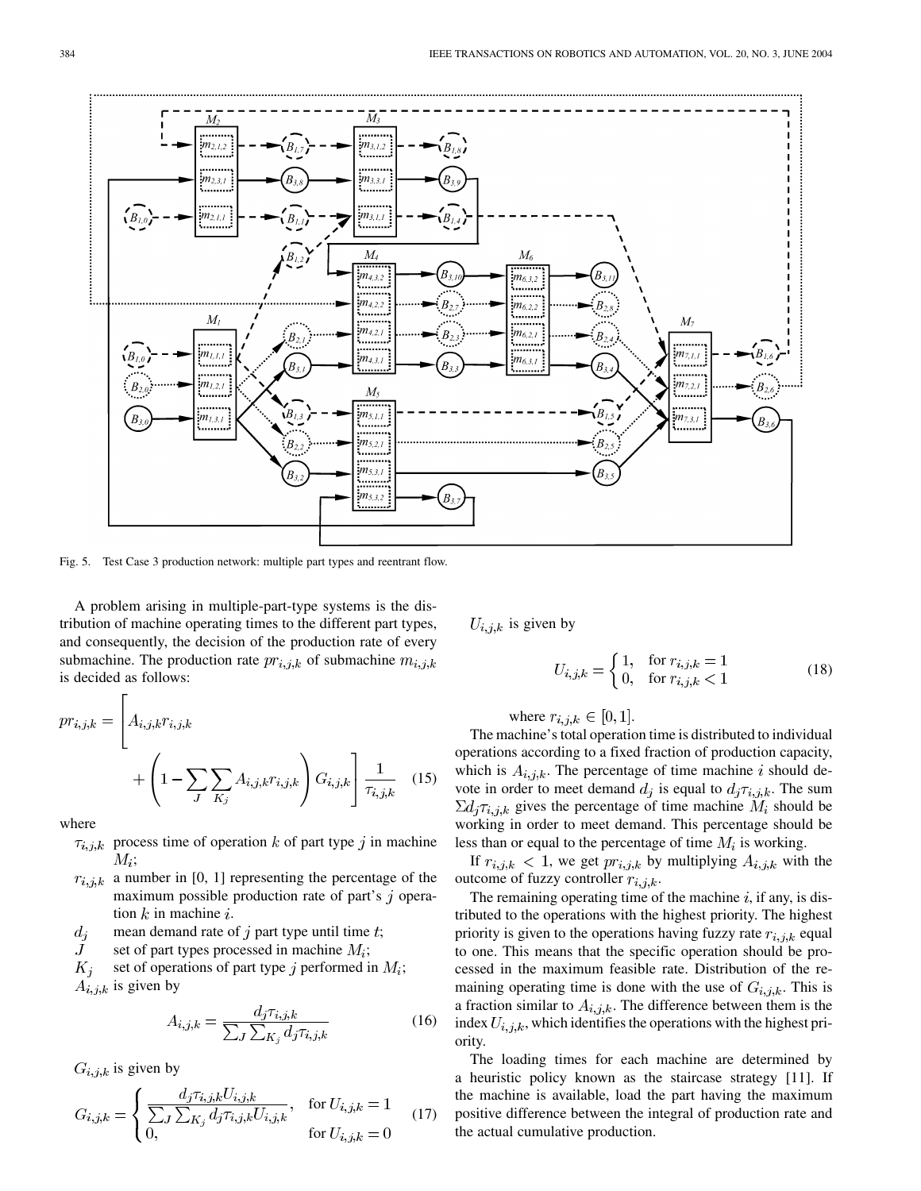Fig. 5. Test Case 3 production network: multiple part types and reentrant flow.

A problem arising in multiple-part-type systems is the distribution of machine operating times to the different part types, and consequently, the decision of the production rate of every submachine. The production rate $pr_{i,j,k}$ of submachine $m_{i,j,k}$ is decided as follows:

$$pr_{i,j,k} = \left[ A_{i,j,k} r_{i,j,k} + \left(1 - \sum_{J} \sum_{K_j} A_{i,j,k} r_{i,j,k}\right) G_{i,j,k} \right] \frac{1}{\tau_{i,j,k}} \quad (15)$$

where

- $\tau_{i,j,k}$ process time of operation $k$ of part type $j$ in machine $M_i$;
- $r_{i,j,k}$ a number in [0, 1] representing the percentage of the maximum possible production rate of part's $j$ operation $k$ in machine $i$.
- $d_j$ mean demand rate of $j$ part type until time $t$;
- $J$ set of part types processed in machine $M_i$;
- $K_j$ set of operations of part type $j$ performed in $M_i$;

$A_{i,j,k}$ is given by

$$A_{i,j,k} = \frac{d_j \tau_{i,j,k}}{\sum_J \sum_{K_j} d_j \tau_{i,j,k}} \quad (16)$$

$G_{i,j,k}$ is given by

$$G_{i,j,k} = \begin{cases} \dfrac{d_j \tau_{i,j,k} U_{i,j,k}}{\sum_J \sum_{K_j} d_j \tau_{i,j,k} U_{i,j,k}}, & \text{for } U_{i,j,k} = 1 \\ 0, & \text{for } U_{i,j,k} = 0 \end{cases} \quad (17)$$

$U_{i,j,k}$ is given by

$$U_{i,j,k} = \begin{cases} 1, & \text{for } r_{i,j,k} = 1 \\ 0, & \text{for } r_{i,j,k} < 1 \end{cases} \quad (18)$$

where $r_{i,j,k} \in [0, 1]$.

The machine's total operation time is distributed to individual operations according to a fixed fraction of production capacity, which is $A_{i,j,k}$. The percentage of time machine $i$ should devote in order to meet demand $d_j$ is equal to $d_j \tau_{i,j,k}$. The sum $\Sigma d_j \tau_{i,j,k}$ gives the percentage of time machine $M_i$ should be working in order to meet demand. This percentage should be less than or equal to the percentage of time $M_i$ is working.

If $r_{i,j,k} < 1$, we get $pr_{i,j,k}$ by multiplying $A_{i,j,k}$ with the outcome of fuzzy controller $r_{i,j,k}$.

The remaining operating time of the machine $i$, if any, is distributed to the operations with the highest priority. The highest priority is given to the operations having fuzzy rate $r_{i,j,k}$ equal to one. This means that the specific operation should be processed in the maximum feasible rate. Distribution of the remaining operating time is done with the use of $G_{i,j,k}$. This is a fraction similar to $A_{i,j,k}$. The difference between them is the index $U_{i,j,k}$, which identifies the operations with the highest priority.

The loading times for each machine are determined by a heuristic policy known as the staircase strategy [11]. If the machine is available, load the part having the maximum positive difference between the integral of production rate and the actual cumulative production.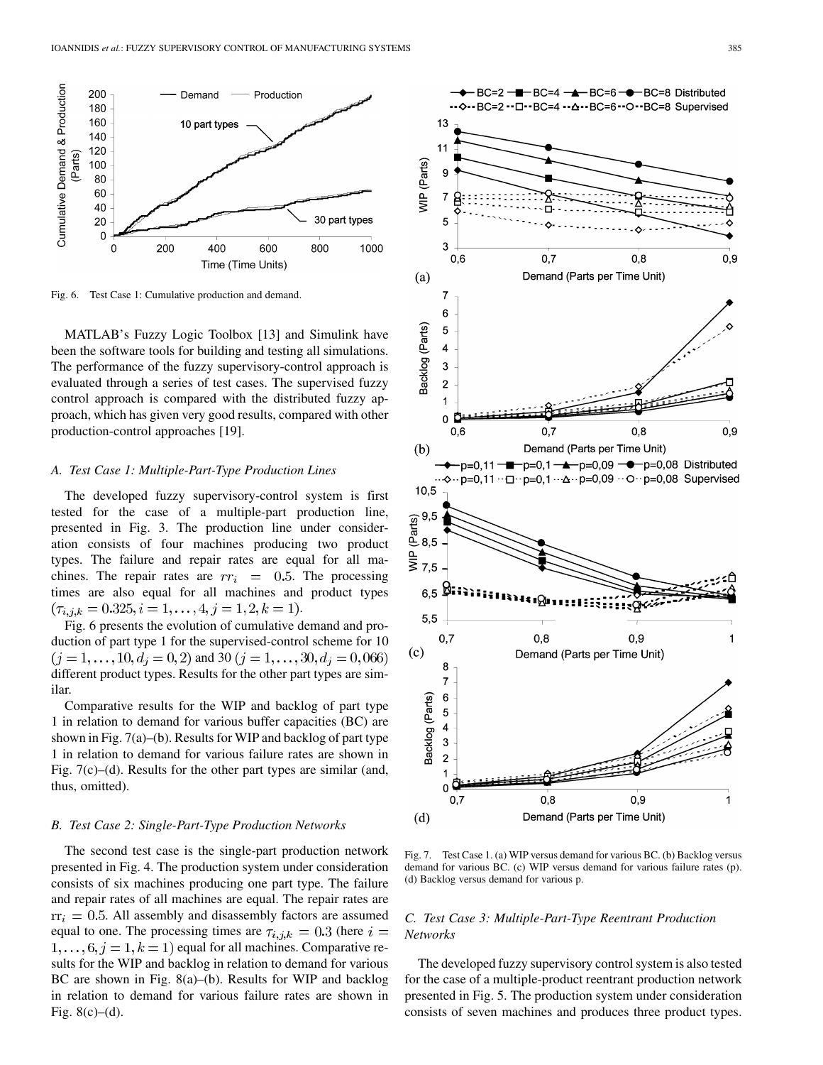Fig. 6. Test Case 1: Cumulative production and demand.

MATLAB's Fuzzy Logic Toolbox [13] and Simulink have been the software tools for building and testing all simulations. The performance of the fuzzy supervisory-control approach is evaluated through a series of test cases. The supervised fuzzy control approach is compared with the distributed fuzzy approach, which has given very good results, compared with other production-control approaches [19].

### A. Test Case 1: Multiple-Part-Type Production Lines

The developed fuzzy supervisory-control system is first tested for the case of a multiple-part production line, presented in Fig. 3. The production line under consideration consists of four machines producing two product types. The failure and repair rates are equal for all machines. The repair rates are $rr_i = 0.5$. The processing times are also equal for all machines and product types $(\tau_{i,j,k} = 0.325, i = 1, \ldots, 4, j = 1, 2, k = 1)$.

Fig. 6 presents the evolution of cumulative demand and production of part type 1 for the supervised-control scheme for 10 $(j = 1, \ldots, 10, d_j = 0,2)$ and 30 $(j = 1, \ldots, 30, d_j = 0,066)$ different product types. Results for the other part types are similar.

Comparative results for the WIP and backlog of part type 1 in relation to demand for various buffer capacities (BC) are shown in Fig. 7(a)–(b). Results for WIP and backlog of part type 1 in relation to demand for various failure rates are shown in Fig. 7(c)–(d). Results for the other part types are similar (and, thus, omitted).

### B. Test Case 2: Single-Part-Type Production Networks

The second test case is the single-part production network presented in Fig. 4. The production system under consideration consists of six machines producing one part type. The failure and repair rates of all machines are equal. The repair rates are $\mathrm{rr}_i = 0.5$. All assembly and disassembly factors are assumed equal to one. The processing times are $\tau_{i,j,k} = 0.3$ (here $i = 1, \ldots, 6, j = 1, k = 1$) equal for all machines. Comparative results for the WIP and backlog in relation to demand for various BC are shown in Fig. 8(a)–(b). Results for WIP and backlog in relation to demand for various failure rates are shown in Fig. 8(c)–(d).

Fig. 7. Test Case 1. (a) WIP versus demand for various BC. (b) Backlog versus demand for various BC. (c) WIP versus demand for various failure rates (p). (d) Backlog versus demand for various p.

### C. Test Case 3: Multiple-Part-Type Reentrant Production Networks

The developed fuzzy supervisory control system is also tested for the case of a multiple-product reentrant production network presented in Fig. 5. The production system under consideration consists of seven machines and produces three product types.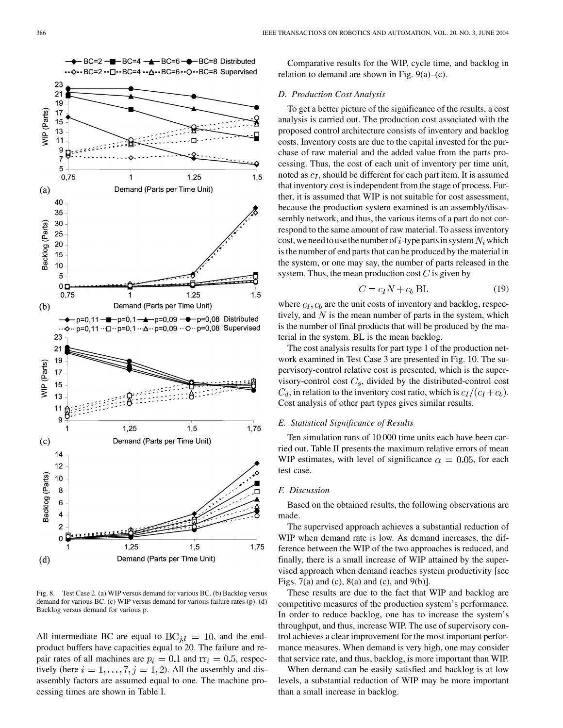Fig. 8. Test Case 2. (a) WIP versus demand for various BC. (b) Backlog versus demand for various BC. (c) WIP versus demand for various failure rates (p). (d) Backlog versus demand for various p.

All intermediate BC are equal to $\mathrm{BC}_{j,l} = 10$, and the end-product buffers have capacities equal to 20. The failure and repair rates of all machines are $p_i = 0.1$ and $\mathrm{rr}_i = 0.5$, respectively (here $i = 1, \ldots, 7, j = 1, 2$). All the assembly and disassembly factors are assumed equal to one. The machine processing times are shown in Table I.

Comparative results for the WIP, cycle time, and backlog in relation to demand are shown in Fig. 9(a)–(c).

### D. Production Cost Analysis

To get a better picture of the significance of the results, a cost analysis is carried out. The production cost associated with the proposed control architecture consists of inventory and backlog costs. Inventory costs are due to the capital invested for the purchase of raw material and the added value from the parts processing. Thus, the cost of each unit of inventory per time unit, noted as $c_I$, should be different for each part item. It is assumed that inventory cost is independent from the stage of process. Further, it is assumed that WIP is not suitable for cost assessment, because the production system examined is an assembly/disassembly network, and thus, the various items of a part do not correspond to the same amount of raw material. To assess inventory cost, we need to use the number of $i$-type parts in system $N_i$ which is the number of end parts that can be produced by the material in the system, or one may say, the number of parts released in the system. Thus, the mean production cost $C$ is given by

$$C = c_I N + c_b \, \mathrm{BL} \tag{19}$$

where $c_I, c_b$ are the unit costs of inventory and backlog, respectively, and $N$ is the mean number of parts in the system, which is the number of final products that will be produced by the material in the system. BL is the mean backlog.

The cost analysis results for part type 1 of the production network examined in Test Case 3 are presented in Fig. 10. The supervisory-control relative cost is presented, which is the supervisory-control cost $C_s$, divided by the distributed-control cost $C_d$, in relation to the inventory cost ratio, which is $c_I/(c_I + c_b)$. Cost analysis of other part types gives similar results.

### E. Statistical Significance of Results

Ten simulation runs of 10 000 time units each have been carried out. Table II presents the maximum relative errors of mean WIP estimates, with level of significance $\alpha = 0.05$, for each test case.

### F. Discussion

Based on the obtained results, the following observations are made.

The supervised approach achieves a substantial reduction of WIP when demand rate is low. As demand increases, the difference between the WIP of the two approaches is reduced, and finally, there is a small increase of WIP attained by the supervised approach when demand reaches system productivity [see Figs. 7(a) and (c), 8(a) and (c), and 9(b)].

These results are due to the fact that WIP and backlog are competitive measures of the production system's performance. In order to reduce backlog, one has to increase the system's throughput, and thus, increase WIP. The use of supervisory control achieves a clear improvement for the most important performance measures. When demand is very high, one may consider that service rate, and thus, backlog, is more important than WIP.

When demand can be easily satisfied and backlog is at low levels, a substantial reduction of WIP may be more important than a small increase in backlog.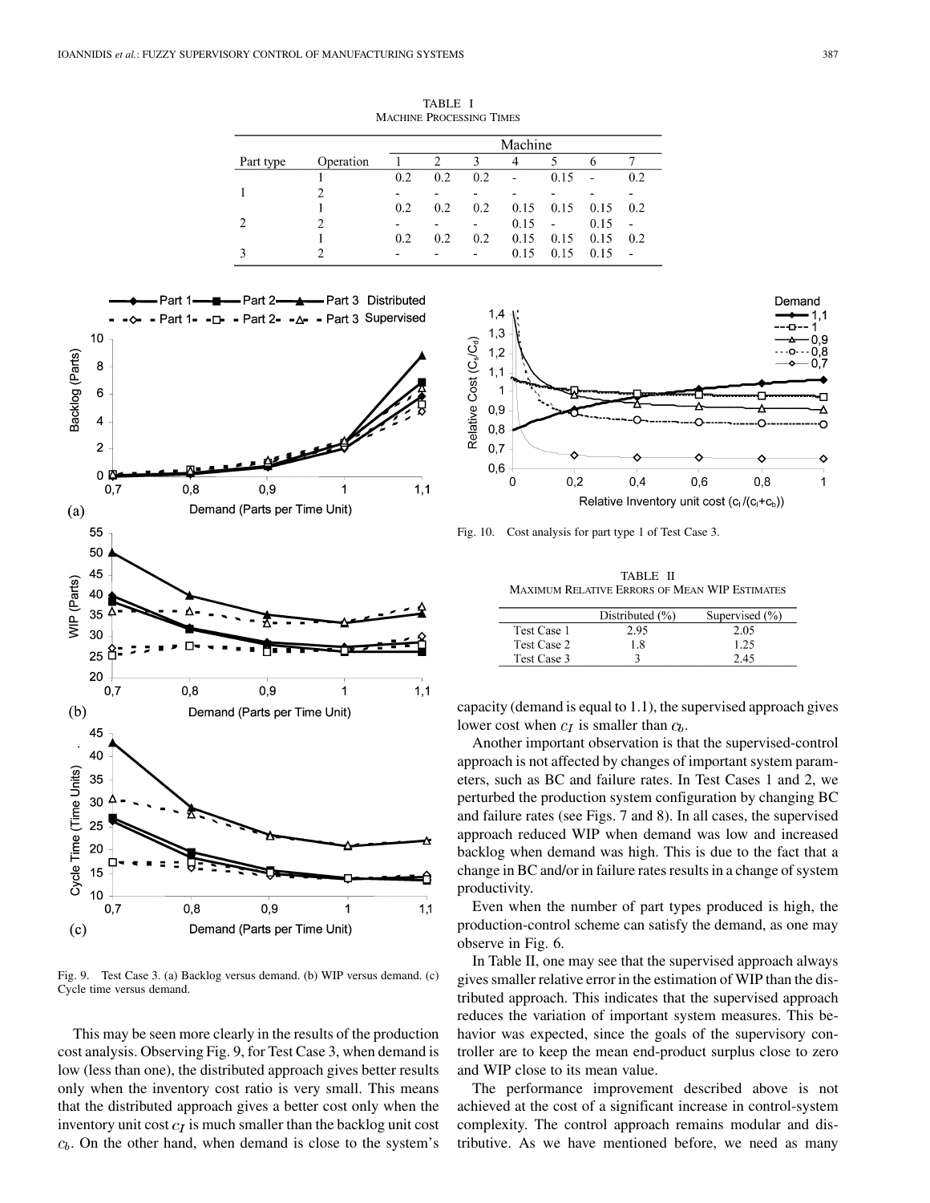TABLE I
MACHINE PROCESSING TIMES

| Part type | Operation | Machine 1 | 2 | 3 | 4 | 5 | 6 | 7 |
|---|---|---|---|---|---|---|---|---|
| 1 | 1 | 0.2 | 0.2 | 0.2 | - | 0.15 | - | 0.2 |
| | 2 | - | - | - | - | - | - | - |
| 2 | 1 | 0.2 | 0.2 | 0.2 | 0.15 | 0.15 | 0.15 | 0.2 |
| | 2 | - | - | - | 0.15 | - | 0.15 | - |
| 3 | 1 | 0.2 | 0.2 | 0.2 | 0.15 | 0.15 | 0.15 | 0.2 |
| | 2 | - | - | - | 0.15 | 0.15 | 0.15 | - |

Fig. 9. Test Case 3. (a) Backlog versus demand. (b) WIP versus demand. (c) Cycle time versus demand.

Fig. 10. Cost analysis for part type 1 of Test Case 3.

TABLE II
MAXIMUM RELATIVE ERRORS OF MEAN WIP ESTIMATES

| | Distributed (%) | Supervised (%) |
|---|---|---|
| Test Case 1 | 2.95 | 2.05 |
| Test Case 2 | 1.8 | 1.25 |
| Test Case 3 | 3 | 2.45 |

This may be seen more clearly in the results of the production cost analysis. Observing Fig. 9, for Test Case 3, when demand is low (less than one), the distributed approach gives better results only when the inventory cost ratio is very small. This means that the distributed approach gives a better cost only when the inventory unit cost $c_I$ is much smaller than the backlog unit cost $c_b$. On the other hand, when demand is close to the system's capacity (demand is equal to 1.1), the supervised approach gives lower cost when $c_I$ is smaller than $c_b$.

Another important observation is that the supervised-control approach is not affected by changes of important system parameters, such as BC and failure rates. In Test Cases 1 and 2, we perturbed the production system configuration by changing BC and failure rates (see Figs. 7 and 8). In all cases, the supervised approach reduced WIP when demand was low and increased backlog when demand was high. This is due to the fact that a change in BC and/or in failure rates results in a change of system productivity.

Even when the number of part types produced is high, the production-control scheme can satisfy the demand, as one may observe in Fig. 6.

In Table II, one may see that the supervised approach always gives smaller relative error in the estimation of WIP than the distributed approach. This indicates that the supervised approach reduces the variation of important system measures. This behavior was expected, since the goals of the supervisory controller are to keep the mean end-product surplus close to zero and WIP close to its mean value.

The performance improvement described above is not achieved at the cost of a significant increase in control-system complexity. The control approach remains modular and distributive. As we have mentioned before, we need as many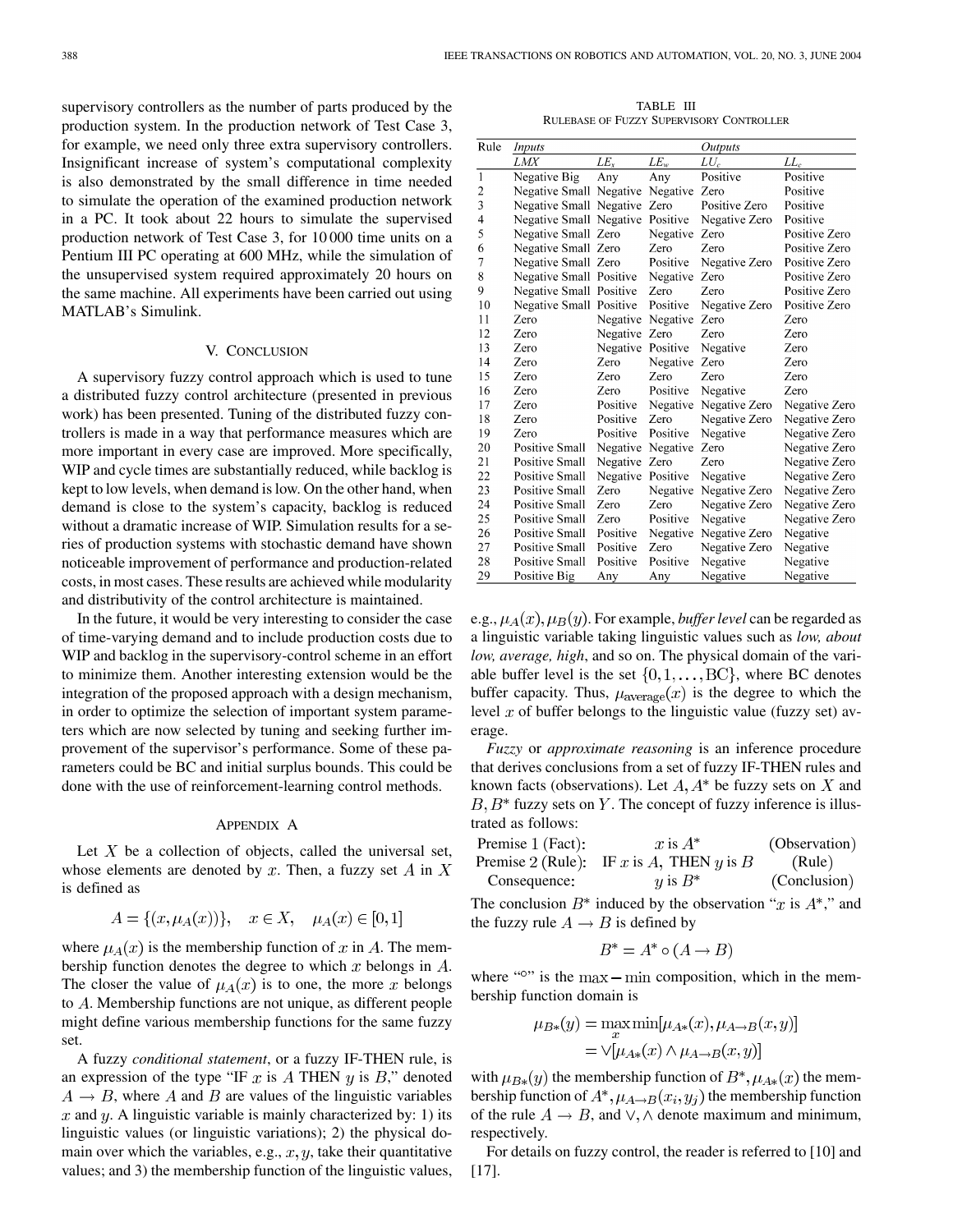supervisory controllers as the number of parts produced by the production system. In the production network of Test Case 3, for example, we need only three extra supervisory controllers. Insignificant increase of system's computational complexity is also demonstrated by the small difference in time needed to simulate the operation of the examined production network in a PC. It took about 22 hours to simulate the supervised production network of Test Case 3, for 10 000 time units on a Pentium III PC operating at 600 MHz, while the simulation of the unsupervised system required approximately 20 hours on the same machine. All experiments have been carried out using MATLAB's Simulink.

## V. Conclusion

A supervisory fuzzy control approach which is used to tune a distributed fuzzy control architecture (presented in previous work) has been presented. Tuning of the distributed fuzzy controllers is made in a way that performance measures which are more important in every case are improved. More specifically, WIP and cycle times are substantially reduced, while backlog is kept to low levels, when demand is low. On the other hand, when demand is close to the system's capacity, backlog is reduced without a dramatic increase of WIP. Simulation results for a series of production systems with stochastic demand have shown noticeable improvement of performance and production-related costs, in most cases. These results are achieved while modularity and distributivity of the control architecture is maintained.

In the future, it would be very interesting to consider the case of time-varying demand and to include production costs due to WIP and backlog in the supervisory-control scheme in an effort to minimize them. Another interesting extension would be the integration of the proposed approach with a design mechanism, in order to optimize the selection of important system parameters which are now selected by tuning and seeking further improvement of the supervisor's performance. Some of these parameters could be BC and initial surplus bounds. This could be done with the use of reinforcement-learning control methods.

## Appendix A

Let $X$ be a collection of objects, called the universal set, whose elements are denoted by $x$. Then, a fuzzy set $A$ in $X$ is defined as

$$A = \{(x, \mu_A(x))\}, \quad x \in X, \quad \mu_A(x) \in [0, 1]$$

where $\mu_A(x)$ is the membership function of $x$ in $A$. The membership function denotes the degree to which $x$ belongs in $A$. The closer the value of $\mu_A(x)$ is to one, the more $x$ belongs to $A$. Membership functions are not unique, as different people might define various membership functions for the same fuzzy set.

A fuzzy *conditional statement*, or a fuzzy IF-THEN rule, is an expression of the type "IF $x$ is $A$ THEN $y$ is $B$," denoted $A \rightarrow B$, where $A$ and $B$ are values of the linguistic variables $x$ and $y$. A linguistic variable is mainly characterized by: 1) its linguistic values (or linguistic variations); 2) the physical domain over which the variables, e.g., $x, y$, take their quantitative values; and 3) the membership function of the linguistic values, e.g., $\mu_A(x), \mu_B(y)$. For example, *buffer level* can be regarded as a linguistic variable taking linguistic values such as *low, about low, average, high*, and so on. The physical domain of the variable buffer level is the set $\{0, 1, \ldots, \mathrm{BC}\}$, where BC denotes buffer capacity. Thus, $\mu_{\mathrm{average}}(x)$ is the degree to which the level $x$ of buffer belongs to the linguistic value (fuzzy set) average.

*Fuzzy* or *approximate reasoning* is an inference procedure that derives conclusions from a set of fuzzy IF-THEN rules and known facts (observations). Let $A, A^*$ be fuzzy sets on $X$ and $B, B^*$ fuzzy sets on $Y$. The concept of fuzzy inference is illustrated as follows:

| | | |
|---|---|---|
| Premise 1 (Fact): | $x$ is $A^*$ | (Observation) |
| Premise 2 (Rule): | IF $x$ is $A$, THEN $y$ is $B$ | (Rule) |
| Consequence: | $y$ is $B^*$ | (Conclusion) |

The conclusion $B^*$ induced by the observation "$x$ is $A^*$," and the fuzzy rule $A \rightarrow B$ is defined by

$$B^* = A^* \circ (A \rightarrow B)$$

where "$\circ$" is the $\max - \min$ composition, which in the membership function domain is

$$\mu_{B*}(y) = \max_x \min[\mu_{A*}(x), \mu_{A \rightarrow B}(x, y)] = \vee[\mu_{A*}(x) \wedge \mu_{A \rightarrow B}(x, y)]$$

with $\mu_{B*}(y)$ the membership function of $B^*$, $\mu_{A*}(x)$ the membership function of $A^*$, $\mu_{A \rightarrow B}(x_i, y_j)$ the membership function of the rule $A \rightarrow B$, and $\vee, \wedge$ denote maximum and minimum, respectively.

For details on fuzzy control, the reader is referred to [10] and [17].

TABLE III
Rulebase of Fuzzy Supervisory Controller

| Rule | *Inputs* | | | *Outputs* | |
|---|---|---|---|---|---|
| | *LMX* | $LE_x$ | $LE_w$ | $LU_c$ | $LL_c$ |
| 1 | Negative Big | Any | Any | Positive | Positive |
| 2 | Negative Small | Negative | Negative | Zero | Positive |
| 3 | Negative Small | Negative | Zero | Positive Zero | Positive |
| 4 | Negative Small | Negative | Positive | Negative Zero | Positive |
| 5 | Negative Small | Zero | Negative | Zero | Positive Zero |
| 6 | Negative Small | Zero | Zero | Zero | Positive Zero |
| 7 | Negative Small | Zero | Positive | Negative Zero | Positive Zero |
| 8 | Negative Small | Positive | Negative | Zero | Positive Zero |
| 9 | Negative Small | Positive | Zero | Zero | Positive Zero |
| 10 | Negative Small | Positive | Positive | Negative Zero | Positive Zero |
| 11 | Zero | Negative | Negative | Zero | Zero |
| 12 | Zero | Negative | Zero | Zero | Zero |
| 13 | Zero | Negative | Positive | Negative | Zero |
| 14 | Zero | Zero | Negative | Zero | Zero |
| 15 | Zero | Zero | Zero | Zero | Zero |
| 16 | Zero | Zero | Positive | Negative | Zero |
| 17 | Zero | Positive | Negative | Negative Zero | Negative Zero |
| 18 | Zero | Positive | Zero | Negative Zero | Negative Zero |
| 19 | Zero | Positive | Positive | Negative | Negative Zero |
| 20 | Positive Small | Negative | Negative | Zero | Negative Zero |
| 21 | Positive Small | Negative | Zero | Zero | Negative Zero |
| 22 | Positive Small | Negative | Positive | Negative | Negative Zero |
| 23 | Positive Small | Zero | Negative | Negative Zero | Negative Zero |
| 24 | Positive Small | Zero | Zero | Negative Zero | Negative Zero |
| 25 | Positive Small | Zero | Positive | Negative | Negative Zero |
| 26 | Positive Small | Positive | Negative | Negative Zero | Negative |
| 27 | Positive Small | Positive | Zero | Negative Zero | Negative |
| 28 | Positive Small | Positive | Positive | Negative | Negative |
| 29 | Positive Big | Any | Any | Negative | Negative |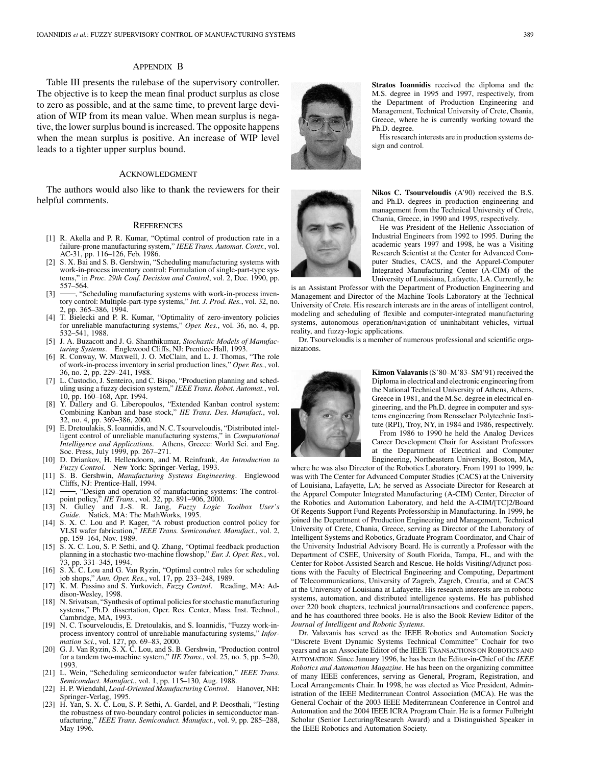## Appendix B

Table III presents the rulebase of the supervisory controller. The objective is to keep the mean final product surplus as close to zero as possible, and at the same time, to prevent large deviation of WIP from its mean value. When mean surplus is negative, the lower surplus bound is increased. The opposite happens when the mean surplus is positive. An increase of WIP level leads to a tighter upper surplus bound.

## Acknowledgment

The authors would also like to thank the reviewers for their helpful comments.

## References

[1] R. Akella and P. R. Kumar, "Optimal control of production rate in a failure-prone manufacturing system," *IEEE Trans. Automat. Contr.*, vol. AC-31, pp. 116–126, Feb. 1986.

[2] S. X. Bai and S. B. Gershwin, "Scheduling manufacturing systems with work-in-process inventory control: Formulation of single-part-type systems," in *Proc. 29th Conf. Decision and Control*, vol. 2, Dec. 1990, pp. 557–564.

[3] ——, "Scheduling manufacturing systems with work-in-process inventory control: Multiple-part-type systems," *Int. J. Prod. Res.*, vol. 32, no. 2, pp. 365–386, 1994.

[4] T. Bielecki and P. R. Kumar, "Optimality of zero-inventory policies for unreliable manufacturing systems," *Oper. Res.*, vol. 36, no. 4, pp. 532–541, 1988.

[5] J. A. Buzacott and J. G. Shanthikumar, *Stochastic Models of Manufacturing Systems*. Englewood Cliffs, NJ: Prentice-Hall, 1993.

[6] R. Conway, W. Maxwell, J. O. McClain, and L. J. Thomas, "The role of work-in-process inventory in serial production lines," *Oper. Res.*, vol. 36, no. 2, pp. 229–241, 1988.

[7] L. Custodio, J. Senteiro, and C. Bispo, "Production planning and scheduling using a fuzzy decision system," *IEEE Trans. Robot. Automat.*, vol. 10, pp. 160–168, Apr. 1994.

[8] Y. Dallery and G. Liberopoulos, "Extended Kanban control system: Combining Kanban and base stock," *IIE Trans. Des. Manufact.*, vol. 32, no. 4, pp. 369–386, 2000.

[9] E. Dretoulakis, S. Ioannidis, and N. C. Tsourveloudis, "Distributed intelligent control of unreliable manufacturing systems," in *Computational Intelligence and Applications*. Athens, Greece: World Sci. and Eng. Soc. Press, July 1999, pp. 267–271.

[10] D. Driankov, H. Hellendoorn, and M. Reinfrank, *An Introduction to Fuzzy Control*. New York: Springer-Verlag, 1993.

[11] S. B. Gershwin, *Manufacturing Systems Engineering*. Englewood Cliffs, NJ: Prentice-Hall, 1994.

[12] ——, "Design and operation of manufacturing systems: The control-point policy," *IIE Trans.*, vol. 32, pp. 891–906, 2000.

[13] N. Gulley and J.-S. R. Jang, *Fuzzy Logic Toolbox User's Guide*. Natick, MA: The MathWorks, 1995.

[14] S. X. C. Lou and P. Kager, "A robust production control policy for VLSI wafer fabrication," *IEEE Trans. Semiconduct. Manufact.*, vol. 2, pp. 159–164, Nov. 1989.

[15] S. X. C. Lou, S. P. Sethi, and Q. Zhang, "Optimal feedback production planning in a stochastic two-machine flowshop," *Eur. J. Oper. Res.*, vol. 73, pp. 331–345, 1994.

[16] S. X. C. Lou and G. Van Ryzin, "Optimal control rules for scheduling job shops," *Ann. Oper. Res.*, vol. 17, pp. 233–248, 1989.

[17] K. M. Passino and S. Yurkovich, *Fuzzy Control*. Reading, MA: Addison-Wesley, 1998.

[18] N. Srivatsan, "Synthesis of optimal policies for stochastic manufacturing systems," Ph.D. dissertation, Oper. Res. Center, Mass. Inst. Technol., Cambridge, MA, 1993.

[19] N. C. Tsourveloudis, E. Dretoulakis, and S. Ioannidis, "Fuzzy work-in-process inventory control of unreliable manufacturing systems," *Information Sci.*, vol. 127, pp. 69–83, 2000.

[20] G. J. Van Ryzin, S. X. C. Lou, and S. B. Gershwin, "Production control for a tandem two-machine system," *IIE Trans.*, vol. 25, no. 5, pp. 5–20, 1993.

[21] L. Wein, "Scheduling semiconductor wafer fabrication," *IEEE Trans. Semiconduct. Manufact.*, vol. 1, pp. 115–130, Aug. 1988.

[22] H. P. Wiendahl, *Load-Oriented Manufacturing Control*. Hanover, NH: Springer-Verlag, 1995.

[23] H. Yan, S. X. C. Lou, S. P. Sethi, A. Gardel, and P. Deosthali, "Testing the robustness of two-boundary control policies in semiconductor manufacturing," *IEEE Trans. Semiconduct. Manufact.*, vol. 9, pp. 285–288, May 1996.

**Stratos Ioannidis** received the diploma and the M.S. degree in 1995 and 1997, respectively, from the Department of Production Engineering and Management, Technical University of Crete, Chania, Greece, where he is currently working toward the Ph.D. degree.

His research interests are in production systems design and control.

**Nikos C. Tsourveloudis** (A'90) received the B.S. and Ph.D. degrees in production engineering and management from the Technical University of Crete, Chania, Greece, in 1990 and 1995, respectively.

He was President of the Hellenic Association of Industrial Engineers from 1992 to 1995. During the academic years 1997 and 1998, he was a Visiting Research Scientist at the Center for Advanced Computer Studies, CACS, and the Apparel-Computer Integrated Manufacturing Center (A-CIM) of the University of Louisiana, Lafayette, LA. Currently, he is an Assistant Professor with the Department of Production Engineering and Management and Director of the Machine Tools Laboratory at the Technical University of Crete. His research interests are in the areas of intelligent control, modeling and scheduling of flexible and computer-integrated manufacturing systems, autonomous operation/navigation of uninhabitant vehicles, virtual reality, and fuzzy-logic applications.

Dr. Tsourveloudis is a member of numerous professional and scientific organizations.

**Kimon Valavanis** (S'80–M'83–SM'91) received the Diploma in electrical and electronic engineering from the National Technical University of Athens, Athens, Greece in 1981, and the M.Sc. degree in electrical engineering, and the Ph.D. degree in computer and systems engineering from Rensselaer Polytechnic Institute (RPI), Troy, NY, in 1984 and 1986, respectively.

From 1986 to 1990 he held the Analog Devices Career Development Chair for Assistant Professors at the Department of Electrical and Computer Engineering, Northeastern University, Boston, MA, where he was also Director of the Robotics Laboratory. From 1991 to 1999, he was with The Center for Advanced Computer Studies (CACS) at the University of Louisiana, Lafayette, LA; he served as Associate Director for Research at the Apparel Computer Integrated Manufacturing (A-CIM) Center, Director of the Robotics and Automation Laboratory, and held the A-CIM/[TC]2/Board Of Regents Support Fund Regents Professorship in Manufacturing. In 1999, he joined the Department of Production Engineering and Management, Technical University of Crete, Chania, Greece, serving as Director of the Laboratory of Intelligent Systems and Robotics, Graduate Program Coordinator, and Chair of the University Industrial Advisory Board. He is currently a Professor with the Department of CSEE, University of South Florida, Tampa, FL, and with the Center for Robot-Assisted Search and Rescue. He holds Visiting/Adjunct positions with the Faculty of Electrical Engineering and Computing, Department of Telecommunications, University of Zagreb, Zagreb, Croatia, and at CACS at the University of Louisiana at Lafayette. His research interests are in robotic systems, automation, and distributed intelligence systems. He has published over 220 book chapters, technical journal/transactions and conference papers, and he has coauthored three books. He is also the Book Review Editor of the *Journal of Intelligent and Robotic Systems*.

Dr. Valavanis has served as the IEEE Robotics and Automation Society "Discrete Event Dynamic Systems Technical Committee" Cochair for two years and as an Associate Editor of the IEEE Transactions on Robotics and Automation. Since January 1996, he has been the Editor-in-Chief of the *IEEE Robotics and Automation Magazine*. He has been on the organizing committee of many IEEE conferences, serving as General, Program, Registration, and Local Arrangements Chair. In 1998, he was elected as Vice President, Administration of the IEEE Mediterranean Control Association (MCA). He was the General Cochair of the 2003 IEEE Mediterranean Conference in Control and Automation and the 2004 IEEE ICRA Program Chair. He is a former Fulbright Scholar (Senior Lecturing/Research Award) and a Distinguished Speaker in the IEEE Robotics and Automation Society.